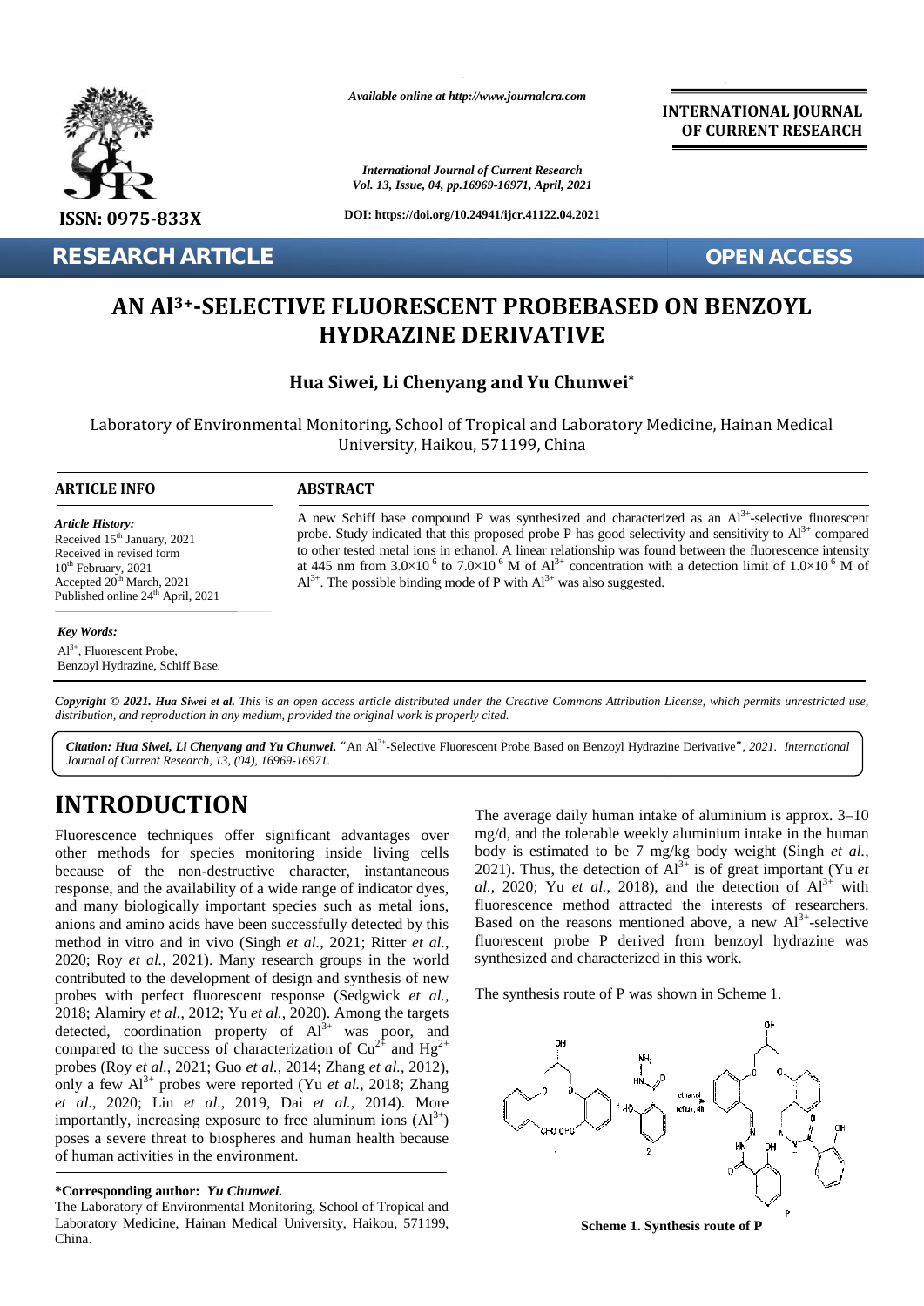**RESEARCH ARTICLE**

**OPEN ACCESS**

# AN $Al^{3+}$-SELECTIVE FLUORESCENT PROBEBASED ON BENZOYL HYDRAZINE DERIVATIVE

**Hua Siwei, Li Chenyang and Yu Chunwei***

Laboratory of Environmental Monitoring, School of Tropical and Laboratory Medicine, Hainan Medical University, Haikou, 571199, China

### ARTICLE INFO

*Article History:*
Received 15th January, 2021
Received in revised form
10th February, 2021
Accepted 20th March, 2021
Published online 24th April, 2021

*Key Words:*
$Al^{3+}$, Fluorescent Probe, Benzoyl Hydrazine, Schiff Base.

### ABSTRACT

A new Schiff base compound P was synthesized and characterized as an $Al^{3+}$-selective fluorescent probe. Study indicated that this proposed probe P has good selectivity and sensitivity to $Al^{3+}$ compared to other tested metal ions in ethanol. A linear relationship was found between the fluorescence intensity at 445 nm from $3.0\times10^{-6}$ to $7.0\times10^{-6}$ M of $Al^{3+}$ concentration with a detection limit of $1.0\times10^{-6}$ M of $Al^{3+}$. The possible binding mode of P with $Al^{3+}$ was also suggested.

*Copyright © 2021. Hua Siwei et al. This is an open access article distributed under the Creative Commons Attribution License, which permits unrestricted use, distribution, and reproduction in any medium, provided the original work is properly cited.*

***Citation: Hua Siwei, Li Chenyang and Yu Chunwei.*** "An $Al^{3+}$-Selective Fluorescent Probe Based on Benzoyl Hydrazine Derivative", *2021. International Journal of Current Research, 13, (04), 16969-16971.*

# INTRODUCTION

Fluorescence techniques offer significant advantages over other methods for species monitoring inside living cells because of the non-destructive character, instantaneous response, and the availability of a wide range of indicator dyes, and many biologically important species such as metal ions, anions and amino acids have been successfully detected by this method in vitro and in vivo (Singh *et al.*, 2021; Ritter *et al.*, 2020; Roy *et al.*, 2021). Many research groups in the world contributed to the development of design and synthesis of new probes with perfect fluorescent response (Sedgwick *et al.*, 2018; Alamiry *et al.*, 2012; Yu *et al.*, 2020). Among the targets detected, coordination property of $Al^{3+}$ was poor, and compared to the success of characterization of $Cu^{2+}$ and $Hg^{2+}$ probes (Roy *et al.*, 2021; Guo *et al.*, 2014; Zhang *et al.*, 2012), only a few $Al^{3+}$ probes were reported (Yu *et al.*, 2018; Zhang *et al.*, 2020; Lin *et al.*, 2019, Dai *et al.*, 2014). More importantly, increasing exposure to free aluminum ions ($Al^{3+}$) poses a severe threat to biospheres and human health because of human activities in the environment.

The average daily human intake of aluminium is approx. 3–10 mg/d, and the tolerable weekly aluminium intake in the human body is estimated to be 7 mg/kg body weight (Singh *et al.*, 2021). Thus, the detection of $Al^{3+}$ is of great important (Yu *et al.*, 2020; Yu *et al.*, 2018), and the detection of $Al^{3+}$ with fluorescence method attracted the interests of researchers. Based on the reasons mentioned above, a new $Al^{3+}$-selective fluorescent probe P derived from benzoyl hydrazine was synthesized and characterized in this work.

The synthesis route of P was shown in Scheme 1.

**Scheme 1. Synthesis route of P**

**\*Corresponding author:** ***Yu Chunwei.***
The Laboratory of Environmental Monitoring, School of Tropical and Laboratory Medicine, Hainan Medical University, Haikou, 571199, China.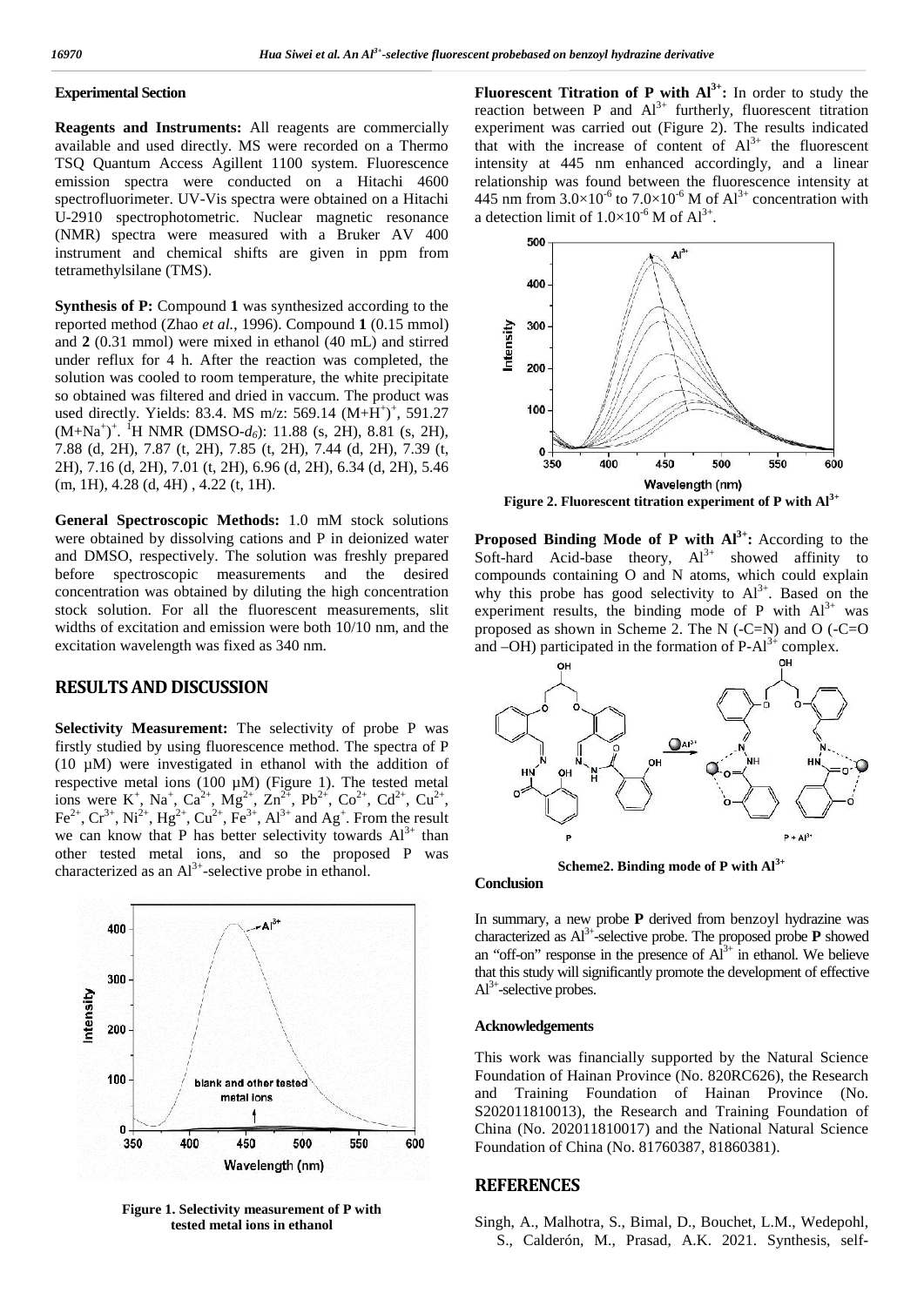### Experimental Section

**Reagents and Instruments:** All reagents are commercially available and used directly. MS were recorded on a Thermo TSQ Quantum Access Agillent 1100 system. Fluorescence emission spectra were conducted on a Hitachi 4600 spectrofluorimeter. UV-Vis spectra were obtained on a Hitachi U-2910 spectrophotometric. Nuclear magnetic resonance (NMR) spectra were measured with a Bruker AV 400 instrument and chemical shifts are given in ppm from tetramethylsilane (TMS).

**Synthesis of P:** Compound **1** was synthesized according to the reported method (Zhao *et al.*, 1996). Compound **1** (0.15 mmol) and **2** (0.31 mmol) were mixed in ethanol (40 mL) and stirred under reflux for 4 h. After the reaction was completed, the solution was cooled to room temperature, the white precipitate so obtained was filtered and dried in vaccum. The product was used directly. Yields: 83.4. MS m/z: 569.14 $(M+H^+)^+$, 591.27 $(M+Na^+)^+$. $^1$H NMR (DMSO-$d_6$): 11.88 (s, 2H), 8.81 (s, 2H), 7.88 (d, 2H), 7.87 (t, 2H), 7.85 (t, 2H), 7.44 (d, 2H), 7.39 (t, 2H), 7.16 (d, 2H), 7.01 (t, 2H), 6.96 (d, 2H), 6.34 (d, 2H), 5.46 (m, 1H), 4.28 (d, 4H) , 4.22 (t, 1H).

**General Spectroscopic Methods:** 1.0 mM stock solutions were obtained by dissolving cations and P in deionized water and DMSO, respectively. The solution was freshly prepared before spectroscopic measurements and the desired concentration was obtained by diluting the high concentration stock solution. For all the fluorescent measurements, slit widths of excitation and emission were both 10/10 nm, and the excitation wavelength was fixed as 340 nm.

## RESULTS AND DISCUSSION

**Selectivity Measurement:** The selectivity of probe P was firstly studied by using fluorescence method. The spectra of P (10 μM) were investigated in ethanol with the addition of respective metal ions (100 μM) (Figure 1). The tested metal ions were $K^+$, $Na^+$, $Ca^{2+}$, $Mg^{2+}$, $Zn^{2+}$, $Pb^{2+}$, $Co^{2+}$, $Cd^{2+}$, $Cu^{2+}$, $Fe^{2+}$, $Cr^{3+}$, $Ni^{2+}$, $Hg^{2+}$, $Cu^{2+}$, $Fe^{3+}$, $Al^{3+}$ and $Ag^+$. From the result we can know that P has better selectivity towards $Al^{3+}$ than other tested metal ions, and so the proposed P was characterized as an $Al^{3+}$-selective probe in ethanol.

**Figure 1. Selectivity measurement of P with tested metal ions in ethanol**

**Fluorescent Titration of P with $Al^{3+}$:** In order to study the reaction between P and $Al^{3+}$ furtherly, fluorescent titration experiment was carried out (Figure 2). The results indicated that with the increase of content of $Al^{3+}$ the fluorescent intensity at 445 nm enhanced accordingly, and a linear relationship was found between the fluorescence intensity at 445 nm from $3.0\times10^{-6}$ to $7.0\times10^{-6}$ M of $Al^{3+}$ concentration with a detection limit of $1.0\times10^{-6}$ M of $Al^{3+}$.

**Figure 2. Fluorescent titration experiment of P with $Al^{3+}$**

**Proposed Binding Mode of P with $Al^{3+}$:** According to the Soft-hard Acid-base theory, $Al^{3+}$ showed affinity to compounds containing O and N atoms, which could explain why this probe has good selectivity to $Al^{3+}$. Based on the experiment results, the binding mode of P with $Al^{3+}$ was proposed as shown in Scheme 2. The N (-C=N) and O (-C=O and –OH) participated in the formation of P-$Al^{3+}$ complex.

**Scheme2. Binding mode of P with $Al^{3+}$**

### Conclusion

In summary, a new probe **P** derived from benzoyl hydrazine was characterized as $Al^{3+}$-selective probe. The proposed probe **P** showed an "off-on" response in the presence of $Al^{3+}$ in ethanol. We believe that this study will significantly promote the development of effective $Al^{3+}$-selective probes.

### Acknowledgements

This work was financially supported by the Natural Science Foundation of Hainan Province (No. 820RC626), the Research and Training Foundation of Hainan Province (No. S202011810013), the Research and Training Foundation of China (No. 202011810017) and the National Natural Science Foundation of China (No. 81760387, 81860381).

## REFERENCES

Singh, A., Malhotra, S., Bimal, D., Bouchet, L.M., Wedepohl, S., Calderón, M., Prasad, A.K. 2021. Synthesis, self-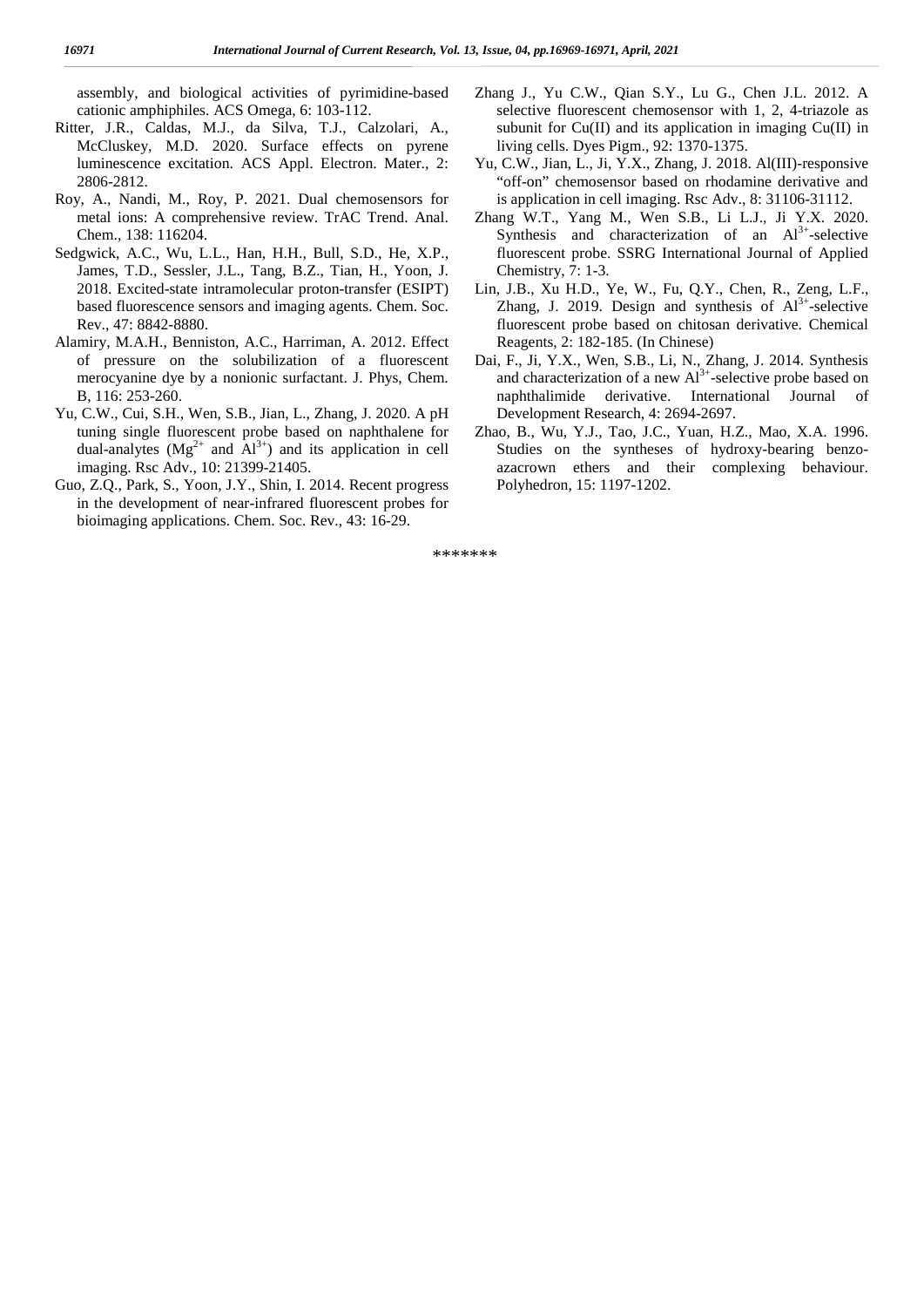assembly, and biological activities of pyrimidine-based cationic amphiphiles. ACS Omega, 6: 103-112.

Ritter, J.R., Caldas, M.J., da Silva, T.J., Calzolari, A., McCluskey, M.D. 2020. Surface effects on pyrene luminescence excitation. ACS Appl. Electron. Mater., 2: 2806-2812.

Roy, A., Nandi, M., Roy, P. 2021. Dual chemosensors for metal ions: A comprehensive review. TrAC Trend. Anal. Chem., 138: 116204.

Sedgwick, A.C., Wu, L.L., Han, H.H., Bull, S.D., He, X.P., James, T.D., Sessler, J.L., Tang, B.Z., Tian, H., Yoon, J. 2018. Excited-state intramolecular proton-transfer (ESIPT) based fluorescence sensors and imaging agents. Chem. Soc. Rev., 47: 8842-8880.

Alamiry, M.A.H., Benniston, A.C., Harriman, A. 2012. Effect of pressure on the solubilization of a fluorescent merocyanine dye by a nonionic surfactant. J. Phys, Chem. B, 116: 253-260.

Yu, C.W., Cui, S.H., Wen, S.B., Jian, L., Zhang, J. 2020. A pH tuning single fluorescent probe based on naphthalene for dual-analytes ($Mg^{2+}$ and $Al^{3+}$) and its application in cell imaging. Rsc Adv., 10: 21399-21405.

Guo, Z.Q., Park, S., Yoon, J.Y., Shin, I. 2014. Recent progress in the development of near-infrared fluorescent probes for bioimaging applications. Chem. Soc. Rev., 43: 16-29.

Zhang J., Yu C.W., Qian S.Y., Lu G., Chen J.L. 2012. A selective fluorescent chemosensor with 1, 2, 4-triazole as subunit for Cu(II) and its application in imaging Cu(II) in living cells. Dyes Pigm., 92: 1370-1375.

Yu, C.W., Jian, L., Ji, Y.X., Zhang, J. 2018. Al(III)-responsive "off-on" chemosensor based on rhodamine derivative and is application in cell imaging. Rsc Adv., 8: 31106-31112.

Zhang W.T., Yang M., Wen S.B., Li L.J., Ji Y.X. 2020. Synthesis and characterization of an $Al^{3+}$-selective fluorescent probe. SSRG International Journal of Applied Chemistry, 7: 1-3.

Lin, J.B., Xu H.D., Ye, W., Fu, Q.Y., Chen, R., Zeng, L.F., Zhang, J. 2019. Design and synthesis of $Al^{3+}$-selective fluorescent probe based on chitosan derivative. Chemical Reagents, 2: 182-185. (In Chinese)

Dai, F., Ji, Y.X., Wen, S.B., Li, N., Zhang, J. 2014. Synthesis and characterization of a new $Al^{3+}$-selective probe based on naphthalimide derivative. International Journal of Development Research, 4: 2694-2697.

Zhao, B., Wu, Y.J., Tao, J.C., Yuan, H.Z., Mao, X.A. 1996. Studies on the syntheses of hydroxy-bearing benzo-azacrown ethers and their complexing behaviour. Polyhedron, 15: 1197-1202.

*******